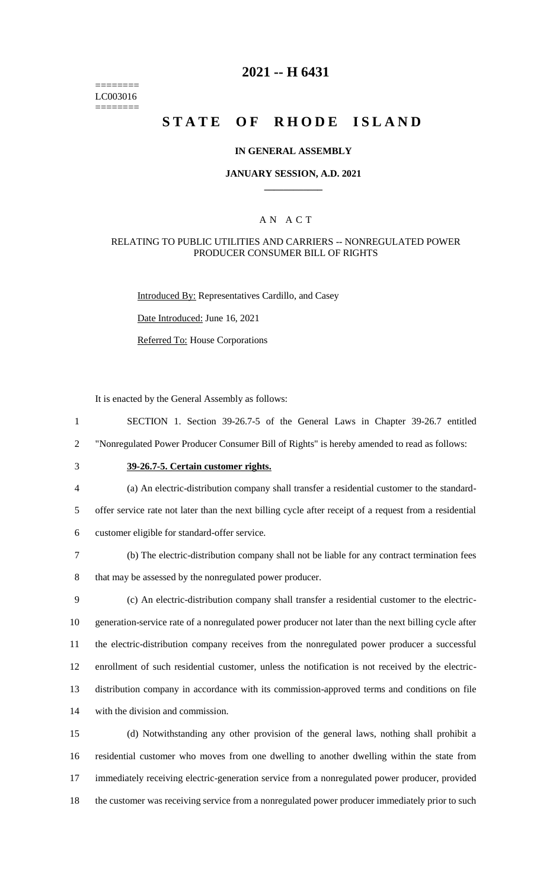========
LC003016
========

# 2021 -- H 6431

# STATE OF RHODE ISLAND

### IN GENERAL ASSEMBLY

### JANUARY SESSION, A.D. 2021

A N A C T

RELATING TO PUBLIC UTILITIES AND CARRIERS -- NONREGULATED POWER PRODUCER CONSUMER BILL OF RIGHTS

Introduced By: Representatives Cardillo, and Casey

Date Introduced: June 16, 2021

Referred To: House Corporations

It is enacted by the General Assembly as follows:

1 SECTION 1. Section 39-26.7-5 of the General Laws in Chapter 39-26.7 entitled
2 "Nonregulated Power Producer Consumer Bill of Rights" is hereby amended to read as follows:

3 **39-26.7-5. Certain customer rights.**

4 (a) An electric-distribution company shall transfer a residential customer to the standard-
5 offer service rate not later than the next billing cycle after receipt of a request from a residential
6 customer eligible for standard-offer service.

7 (b) The electric-distribution company shall not be liable for any contract termination fees
8 that may be assessed by the nonregulated power producer.

9 (c) An electric-distribution company shall transfer a residential customer to the electric-
10 generation-service rate of a nonregulated power producer not later than the next billing cycle after
11 the electric-distribution company receives from the nonregulated power producer a successful
12 enrollment of such residential customer, unless the notification is not received by the electric-
13 distribution company in accordance with its commission-approved terms and conditions on file
14 with the division and commission.

15 (d) Notwithstanding any other provision of the general laws, nothing shall prohibit a
16 residential customer who moves from one dwelling to another dwelling within the state from
17 immediately receiving electric-generation service from a nonregulated power producer, provided
18 the customer was receiving service from a nonregulated power producer immediately prior to such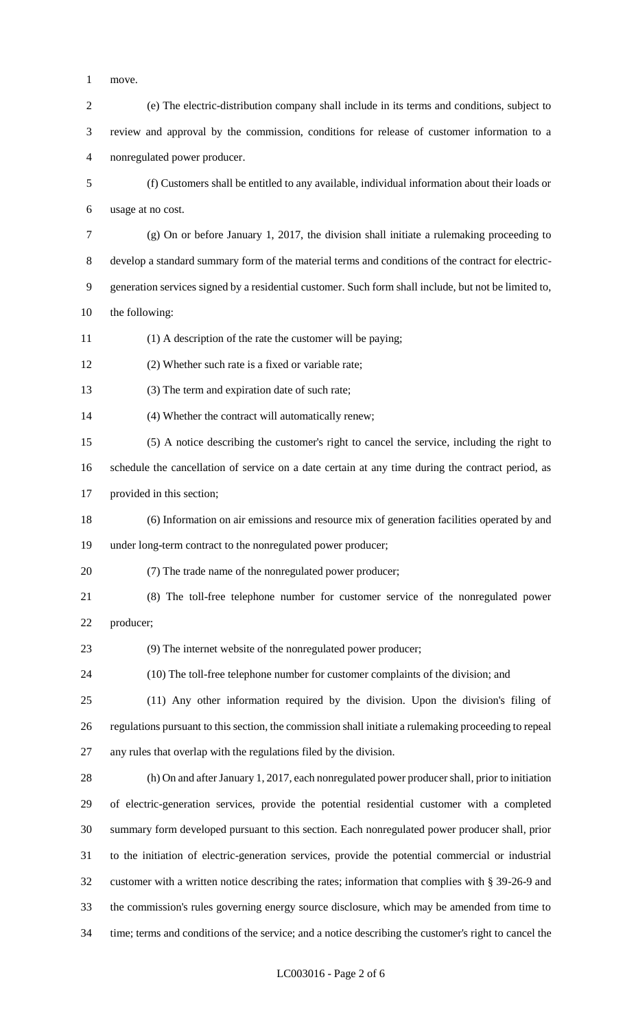move.

(e) The electric-distribution company shall include in its terms and conditions, subject to review and approval by the commission, conditions for release of customer information to a nonregulated power producer.

(f) Customers shall be entitled to any available, individual information about their loads or usage at no cost.

(g) On or before January 1, 2017, the division shall initiate a rulemaking proceeding to develop a standard summary form of the material terms and conditions of the contract for electric-generation services signed by a residential customer. Such form shall include, but not be limited to, the following:

(1) A description of the rate the customer will be paying;

(2) Whether such rate is a fixed or variable rate;

(3) The term and expiration date of such rate;

(4) Whether the contract will automatically renew;

(5) A notice describing the customer's right to cancel the service, including the right to schedule the cancellation of service on a date certain at any time during the contract period, as provided in this section;

(6) Information on air emissions and resource mix of generation facilities operated by and under long-term contract to the nonregulated power producer;

(7) The trade name of the nonregulated power producer;

(8) The toll-free telephone number for customer service of the nonregulated power producer;

(9) The internet website of the nonregulated power producer;

(10) The toll-free telephone number for customer complaints of the division; and

(11) Any other information required by the division. Upon the division's filing of regulations pursuant to this section, the commission shall initiate a rulemaking proceeding to repeal any rules that overlap with the regulations filed by the division.

(h) On and after January 1, 2017, each nonregulated power producer shall, prior to initiation of electric-generation services, provide the potential residential customer with a completed summary form developed pursuant to this section. Each nonregulated power producer shall, prior to the initiation of electric-generation services, provide the potential commercial or industrial customer with a written notice describing the rates; information that complies with § 39-26-9 and the commission's rules governing energy source disclosure, which may be amended from time to time; terms and conditions of the service; and a notice describing the customer's right to cancel the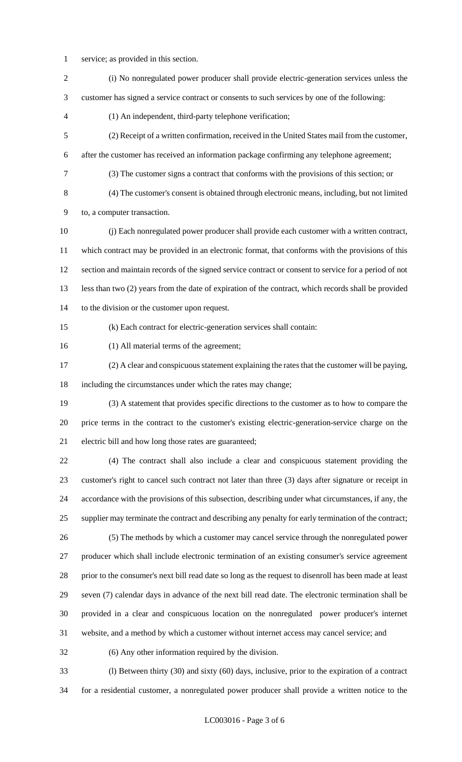service; as provided in this section.

(i) No nonregulated power producer shall provide electric-generation services unless the customer has signed a service contract or consents to such services by one of the following:

(1) An independent, third-party telephone verification;

(2) Receipt of a written confirmation, received in the United States mail from the customer, after the customer has received an information package confirming any telephone agreement;

(3) The customer signs a contract that conforms with the provisions of this section; or

(4) The customer's consent is obtained through electronic means, including, but not limited to, a computer transaction.

(j) Each nonregulated power producer shall provide each customer with a written contract, which contract may be provided in an electronic format, that conforms with the provisions of this section and maintain records of the signed service contract or consent to service for a period of not less than two (2) years from the date of expiration of the contract, which records shall be provided to the division or the customer upon request.

(k) Each contract for electric-generation services shall contain:

(1) All material terms of the agreement;

(2) A clear and conspicuous statement explaining the rates that the customer will be paying, including the circumstances under which the rates may change;

(3) A statement that provides specific directions to the customer as to how to compare the price terms in the contract to the customer's existing electric-generation-service charge on the electric bill and how long those rates are guaranteed;

(4) The contract shall also include a clear and conspicuous statement providing the customer's right to cancel such contract not later than three (3) days after signature or receipt in accordance with the provisions of this subsection, describing under what circumstances, if any, the supplier may terminate the contract and describing any penalty for early termination of the contract;

(5) The methods by which a customer may cancel service through the nonregulated power producer which shall include electronic termination of an existing consumer's service agreement prior to the consumer's next bill read date so long as the request to disenroll has been made at least seven (7) calendar days in advance of the next bill read date. The electronic termination shall be provided in a clear and conspicuous location on the nonregulated power producer's internet website, and a method by which a customer without internet access may cancel service; and

(6) Any other information required by the division.

(l) Between thirty (30) and sixty (60) days, inclusive, prior to the expiration of a contract for a residential customer, a nonregulated power producer shall provide a written notice to the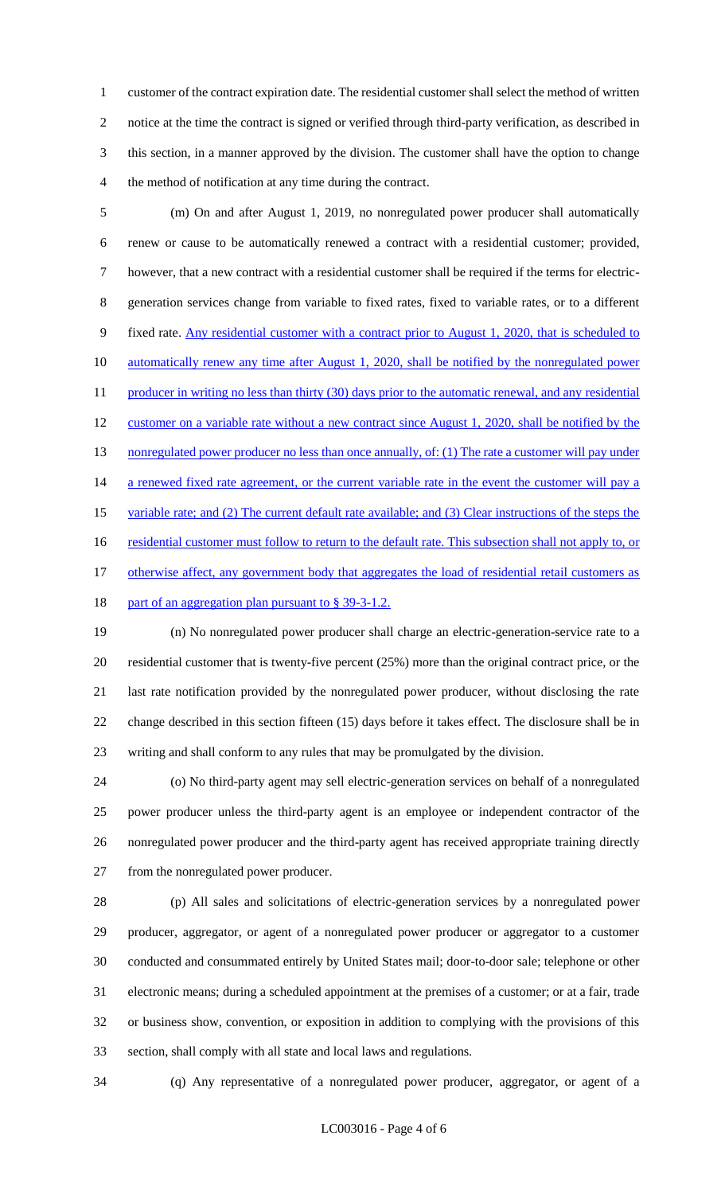customer of the contract expiration date. The residential customer shall select the method of written notice at the time the contract is signed or verified through third-party verification, as described in this section, in a manner approved by the division. The customer shall have the option to change the method of notification at any time during the contract.

(m) On and after August 1, 2019, no nonregulated power producer shall automatically renew or cause to be automatically renewed a contract with a residential customer; provided, however, that a new contract with a residential customer shall be required if the terms for electric-generation services change from variable to fixed rates, fixed to variable rates, or to a different fixed rate. Any residential customer with a contract prior to August 1, 2020, that is scheduled to automatically renew any time after August 1, 2020, shall be notified by the nonregulated power producer in writing no less than thirty (30) days prior to the automatic renewal, and any residential customer on a variable rate without a new contract since August 1, 2020, shall be notified by the nonregulated power producer no less than once annually, of: (1) The rate a customer will pay under a renewed fixed rate agreement, or the current variable rate in the event the customer will pay a variable rate; and (2) The current default rate available; and (3) Clear instructions of the steps the residential customer must follow to return to the default rate. This subsection shall not apply to, or otherwise affect, any government body that aggregates the load of residential retail customers as part of an aggregation plan pursuant to § 39-3-1.2.

(n) No nonregulated power producer shall charge an electric-generation-service rate to a residential customer that is twenty-five percent (25%) more than the original contract price, or the last rate notification provided by the nonregulated power producer, without disclosing the rate change described in this section fifteen (15) days before it takes effect. The disclosure shall be in writing and shall conform to any rules that may be promulgated by the division.

(o) No third-party agent may sell electric-generation services on behalf of a nonregulated power producer unless the third-party agent is an employee or independent contractor of the nonregulated power producer and the third-party agent has received appropriate training directly from the nonregulated power producer.

(p) All sales and solicitations of electric-generation services by a nonregulated power producer, aggregator, or agent of a nonregulated power producer or aggregator to a customer conducted and consummated entirely by United States mail; door-to-door sale; telephone or other electronic means; during a scheduled appointment at the premises of a customer; or at a fair, trade or business show, convention, or exposition in addition to complying with the provisions of this section, shall comply with all state and local laws and regulations.

(q) Any representative of a nonregulated power producer, aggregator, or agent of a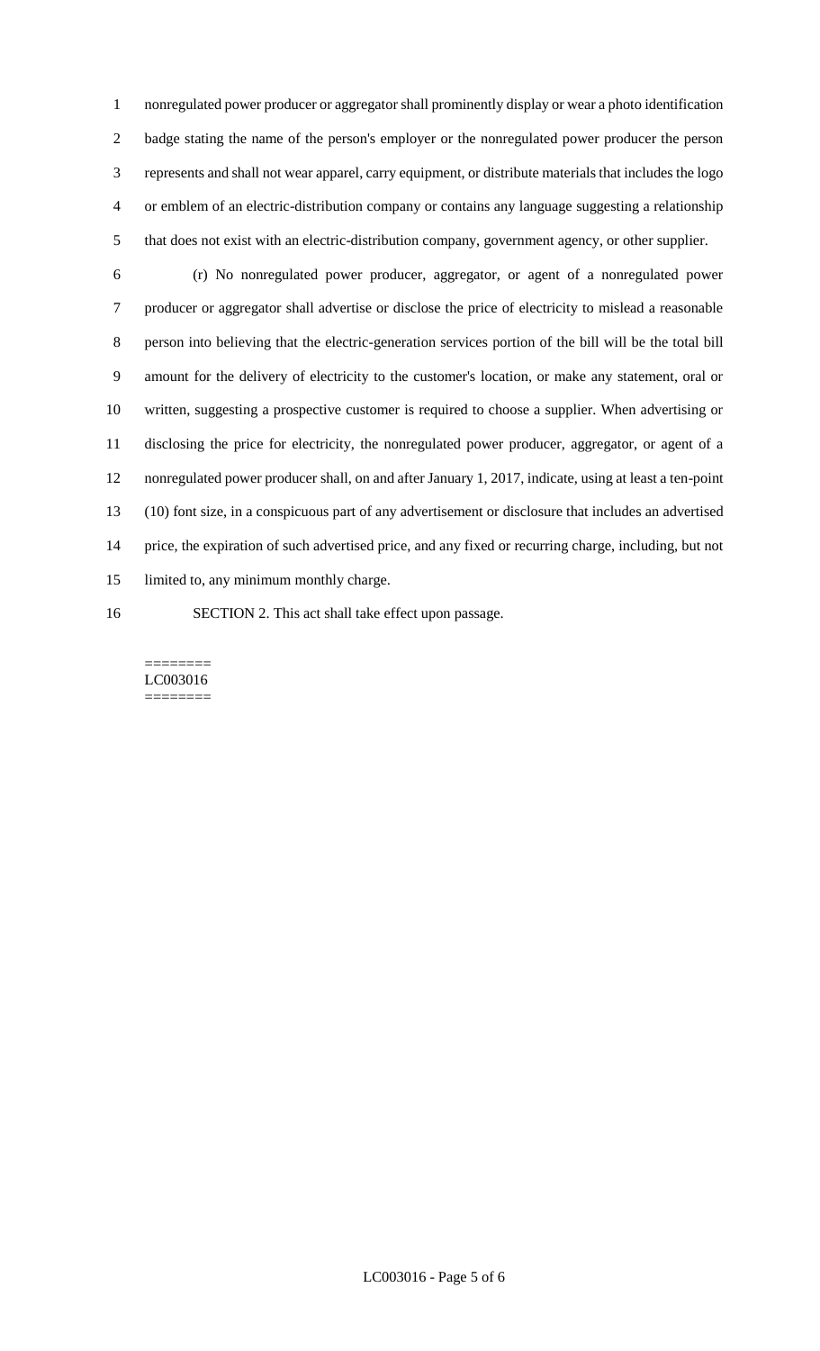nonregulated power producer or aggregator shall prominently display or wear a photo identification badge stating the name of the person's employer or the nonregulated power producer the person represents and shall not wear apparel, carry equipment, or distribute materials that includes the logo or emblem of an electric-distribution company or contains any language suggesting a relationship that does not exist with an electric-distribution company, government agency, or other supplier.

(r) No nonregulated power producer, aggregator, or agent of a nonregulated power producer or aggregator shall advertise or disclose the price of electricity to mislead a reasonable person into believing that the electric-generation services portion of the bill will be the total bill amount for the delivery of electricity to the customer's location, or make any statement, oral or written, suggesting a prospective customer is required to choose a supplier. When advertising or disclosing the price for electricity, the nonregulated power producer, aggregator, or agent of a nonregulated power producer shall, on and after January 1, 2017, indicate, using at least a ten-point (10) font size, in a conspicuous part of any advertisement or disclosure that includes an advertised price, the expiration of such advertised price, and any fixed or recurring charge, including, but not limited to, any minimum monthly charge.

SECTION 2. This act shall take effect upon passage.

========
LC003016
========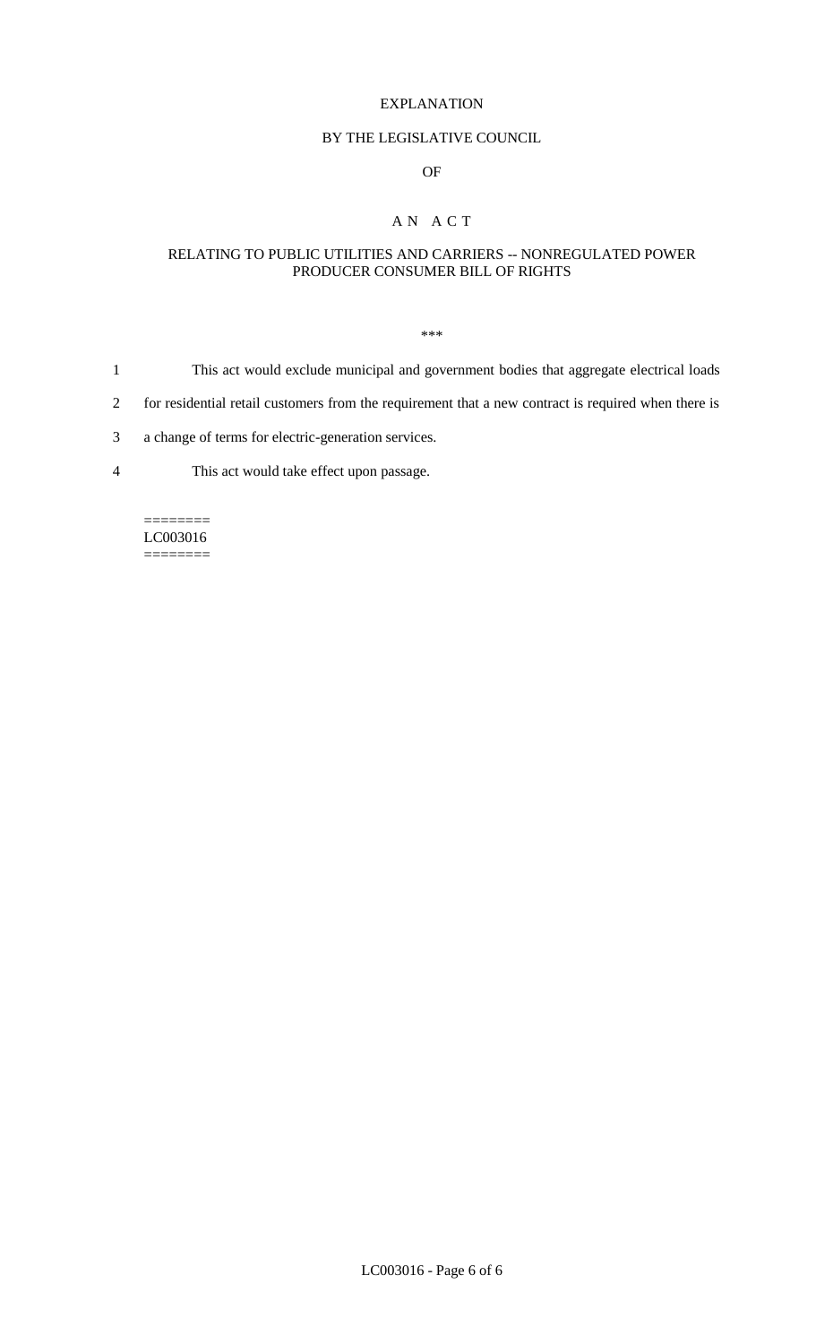EXPLANATION

BY THE LEGISLATIVE COUNCIL

OF

A N A C T

RELATING TO PUBLIC UTILITIES AND CARRIERS -- NONREGULATED POWER PRODUCER CONSUMER BILL OF RIGHTS

\*\*\*

1 This act would exclude municipal and government bodies that aggregate electrical loads
2 for residential retail customers from the requirement that a new contract is required when there is
3 a change of terms for electric-generation services.
4 This act would take effect upon passage.

========
LC003016
========